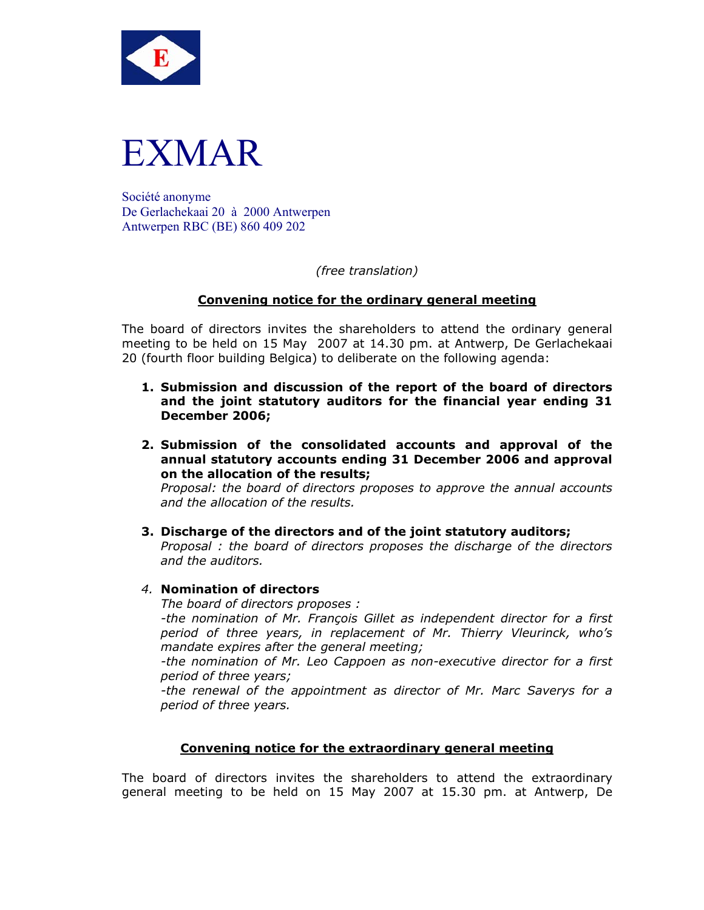# EXMAR

Société anonyme
De Gerlachekaai 20 à 2000 Antwerpen
Antwerpen RBC (BE) 860 409 202

*(free translation)*

## Convening notice for the ordinary general meeting

The board of directors invites the shareholders to attend the ordinary general meeting to be held on 15 May 2007 at 14.30 pm. at Antwerp, De Gerlachekaai 20 (fourth floor building Belgica) to deliberate on the following agenda:

1. **Submission and discussion of the report of the board of directors and the joint statutory auditors for the financial year ending 31 December 2006;**

2. **Submission of the consolidated accounts and approval of the annual statutory accounts ending 31 December 2006 and approval on the allocation of the results;**
   *Proposal: the board of directors proposes to approve the annual accounts and the allocation of the results.*

3. **Discharge of the directors and of the joint statutory auditors;**
   *Proposal : the board of directors proposes the discharge of the directors and the auditors.*

4. **Nomination of directors**
   *The board of directors proposes :*
   *-the nomination of Mr. François Gillet as independent director for a first period of three years, in replacement of Mr. Thierry Vleurinck, who's mandate expires after the general meeting;*
   *-the nomination of Mr. Leo Cappoen as non-executive director for a first period of three years;*
   *-the renewal of the appointment as director of Mr. Marc Saverys for a period of three years.*

## Convening notice for the extraordinary general meeting

The board of directors invites the shareholders to attend the extraordinary general meeting to be held on 15 May 2007 at 15.30 pm. at Antwerp, De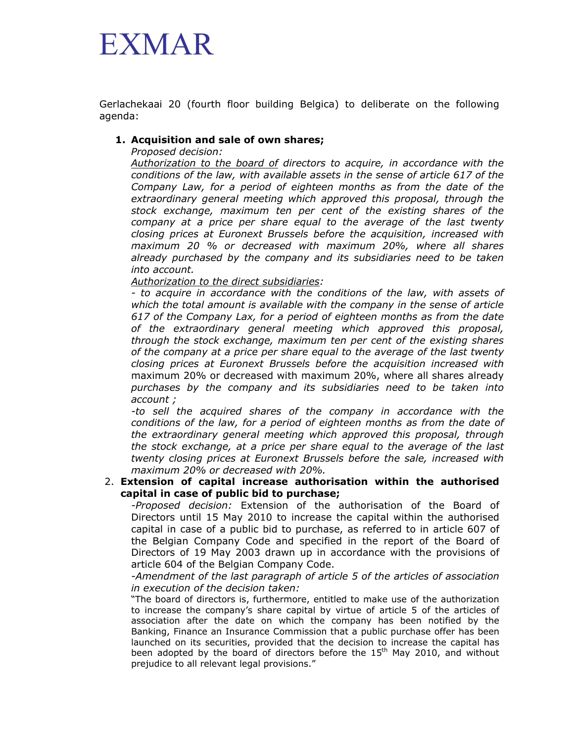# EXMAR

Gerlachekaai 20 (fourth floor building Belgica) to deliberate on the following agenda:

1. **Acquisition and sale of own shares;**

   *Proposed decision:*

   *Authorization to the board of directors to acquire, in accordance with the conditions of the law, with available assets in the sense of article 617 of the Company Law, for a period of eighteen months as from the date of the extraordinary general meeting which approved this proposal, through the stock exchange, maximum ten per cent of the existing shares of the company at a price per share equal to the average of the last twenty closing prices at Euronext Brussels before the acquisition, increased with maximum 20 % or decreased with maximum 20%, where all shares already purchased by the company and its subsidiaries need to be taken into account.*

   *Authorization to the direct subsidiaries:*

   *- to acquire in accordance with the conditions of the law, with assets of which the total amount is available with the company in the sense of article 617 of the Company Lax, for a period of eighteen months as from the date of the extraordinary general meeting which approved this proposal, through the stock exchange, maximum ten per cent of the existing shares of the company at a price per share equal to the average of the last twenty closing prices at Euronext Brussels before the acquisition increased with* maximum 20% or decreased with maximum 20%, where all shares already *purchases by the company and its subsidiaries need to be taken into account ;*

   *-to sell the acquired shares of the company in accordance with the conditions of the law, for a period of eighteen months as from the date of the extraordinary general meeting which approved this proposal, through the stock exchange, at a price per share equal to the average of the last twenty closing prices at Euronext Brussels before the sale, increased with maximum 20% or decreased with 20%.*

2. **Extension of capital increase authorisation within the authorised capital in case of public bid to purchase;**

   *-Proposed decision:* Extension of the authorisation of the Board of Directors until 15 May 2010 to increase the capital within the authorised capital in case of a public bid to purchase, as referred to in article 607 of the Belgian Company Code and specified in the report of the Board of Directors of 19 May 2003 drawn up in accordance with the provisions of article 604 of the Belgian Company Code.

   *-Amendment of the last paragraph of article 5 of the articles of association in execution of the decision taken:*

   "The board of directors is, furthermore, entitled to make use of the authorization to increase the company's share capital by virtue of article 5 of the articles of association after the date on which the company has been notified by the Banking, Finance an Insurance Commission that a public purchase offer has been launched on its securities, provided that the decision to increase the capital has been adopted by the board of directors before the 15th May 2010, and without prejudice to all relevant legal provisions."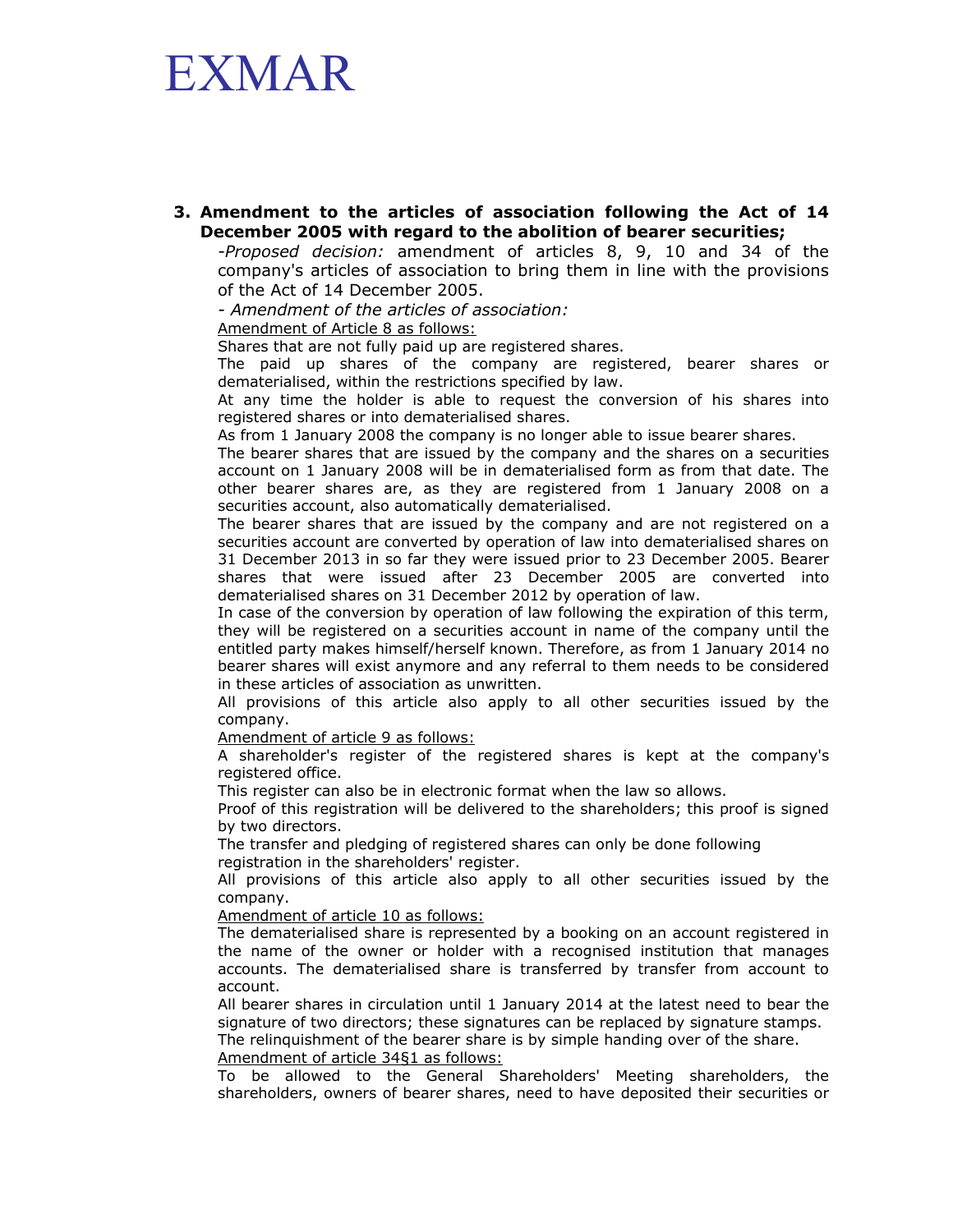# EXMAR

3. **Amendment to the articles of association following the Act of 14 December 2005 with regard to the abolition of bearer securities;**

   -*Proposed decision:* amendment of articles 8, 9, 10 and 34 of the company's articles of association to bring them in line with the provisions of the Act of 14 December 2005.

   - *Amendment of the articles of association:*

   <u>Amendment of Article 8 as follows:</u>

   Shares that are not fully paid up are registered shares.

   The paid up shares of the company are registered, bearer shares or dematerialised, within the restrictions specified by law.

   At any time the holder is able to request the conversion of his shares into registered shares or into dematerialised shares.

   As from 1 January 2008 the company is no longer able to issue bearer shares.

   The bearer shares that are issued by the company and the shares on a securities account on 1 January 2008 will be in dematerialised form as from that date. The other bearer shares are, as they are registered from 1 January 2008 on a securities account, also automatically dematerialised.

   The bearer shares that are issued by the company and are not registered on a securities account are converted by operation of law into dematerialised shares on 31 December 2013 in so far they were issued prior to 23 December 2005. Bearer shares that were issued after 23 December 2005 are converted into dematerialised shares on 31 December 2012 by operation of law.

   In case of the conversion by operation of law following the expiration of this term, they will be registered on a securities account in name of the company until the entitled party makes himself/herself known. Therefore, as from 1 January 2014 no bearer shares will exist anymore and any referral to them needs to be considered in these articles of association as unwritten.

   All provisions of this article also apply to all other securities issued by the company.

   <u>Amendment of article 9 as follows:</u>

   A shareholder's register of the registered shares is kept at the company's registered office.

   This register can also be in electronic format when the law so allows.

   Proof of this registration will be delivered to the shareholders; this proof is signed by two directors.

   The transfer and pledging of registered shares can only be done following registration in the shareholders' register.

   All provisions of this article also apply to all other securities issued by the company.

   <u>Amendment of article 10 as follows:</u>

   The dematerialised share is represented by a booking on an account registered in the name of the owner or holder with a recognised institution that manages accounts. The dematerialised share is transferred by transfer from account to account.

   All bearer shares in circulation until 1 January 2014 at the latest need to bear the signature of two directors; these signatures can be replaced by signature stamps.

   The relinquishment of the bearer share is by simple handing over of the share.

   <u>Amendment of article 34§1 as follows:</u>

   To be allowed to the General Shareholders' Meeting shareholders, the shareholders, owners of bearer shares, need to have deposited their securities or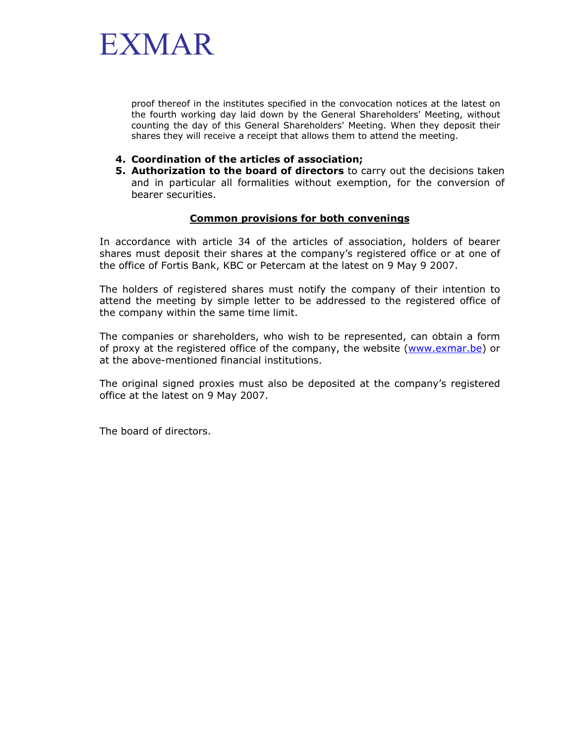proof thereof in the institutes specified in the convocation notices at the latest on the fourth working day laid down by the General Shareholders' Meeting, without counting the day of this General Shareholders' Meeting. When they deposit their shares they will receive a receipt that allows them to attend the meeting.

4. **Coordination of the articles of association;**
5. **Authorization to the board of directors** to carry out the decisions taken and in particular all formalities without exemption, for the conversion of bearer securities.

## Common provisions for both convenings

In accordance with article 34 of the articles of association, holders of bearer shares must deposit their shares at the company's registered office or at one of the office of Fortis Bank, KBC or Petercam at the latest on 9 May 9 2007.

The holders of registered shares must notify the company of their intention to attend the meeting by simple letter to be addressed to the registered office of the company within the same time limit.

The companies or shareholders, who wish to be represented, can obtain a form of proxy at the registered office of the company, the website (www.exmar.be) or at the above-mentioned financial institutions.

The original signed proxies must also be deposited at the company's registered office at the latest on 9 May 2007.

The board of directors.